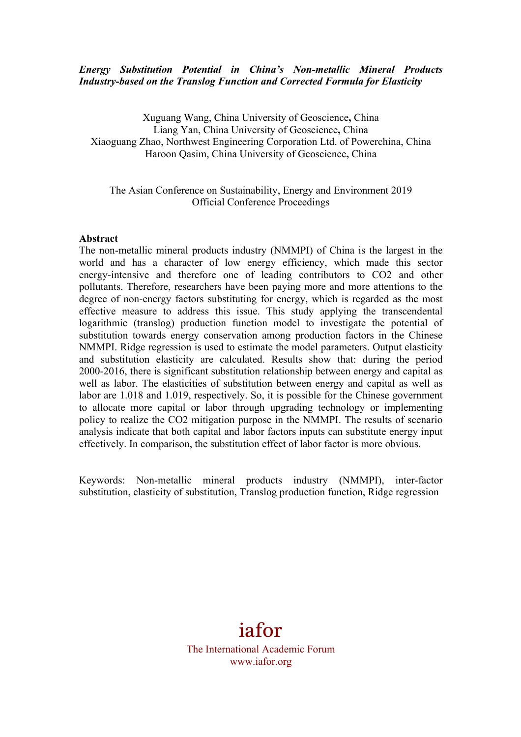***Energy Substitution Potential in China's Non-metallic Mineral Products Industry-based on the Translog Function and Corrected Formula for Elasticity***

Xuguang Wang, China University of Geoscience**,** China
Liang Yan, China University of Geoscience**,** China
Xiaoguang Zhao, Northwest Engineering Corporation Ltd. of Powerchina, China
Haroon Qasim, China University of Geoscience**,** China

The Asian Conference on Sustainability, Energy and Environment 2019
Official Conference Proceedings

**Abstract**

The non-metallic mineral products industry (NMMPI) of China is the largest in the world and has a character of low energy efficiency, which made this sector energy-intensive and therefore one of leading contributors to CO2 and other pollutants. Therefore, researchers have been paying more and more attentions to the degree of non-energy factors substituting for energy, which is regarded as the most effective measure to address this issue. This study applying the transcendental logarithmic (translog) production function model to investigate the potential of substitution towards energy conservation among production factors in the Chinese NMMPI. Ridge regression is used to estimate the model parameters. Output elasticity and substitution elasticity are calculated. Results show that: during the period 2000-2016, there is significant substitution relationship between energy and capital as well as labor. The elasticities of substitution between energy and capital as well as labor are 1.018 and 1.019, respectively. So, it is possible for the Chinese government to allocate more capital or labor through upgrading technology or implementing policy to realize the CO2 mitigation purpose in the NMMPI. The results of scenario analysis indicate that both capital and labor factors inputs can substitute energy input effectively. In comparison, the substitution effect of labor factor is more obvious.

Keywords: Non-metallic mineral products industry (NMMPI), inter-factor substitution, elasticity of substitution, Translog production function, Ridge regression

iafor
The International Academic Forum
www.iafor.org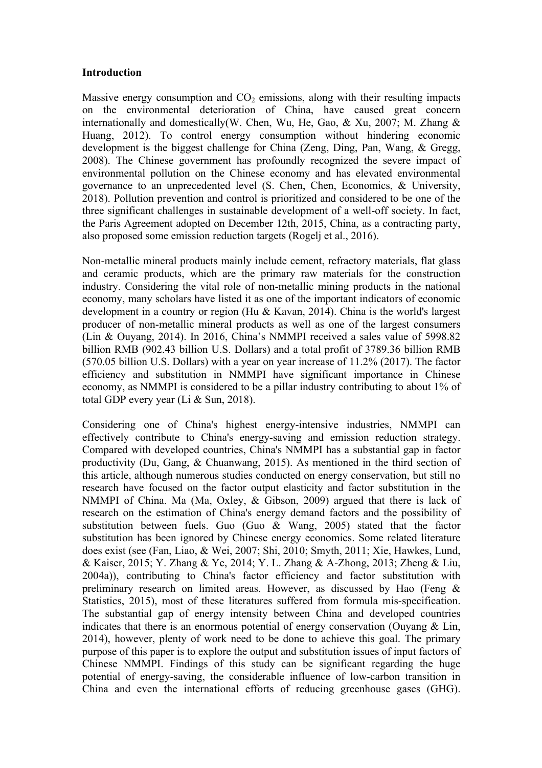**Introduction**

Massive energy consumption and $CO_2$ emissions, along with their resulting impacts on the environmental deterioration of China, have caused great concern internationally and domestically(W. Chen, Wu, He, Gao, & Xu, 2007; M. Zhang & Huang, 2012). To control energy consumption without hindering economic development is the biggest challenge for China (Zeng, Ding, Pan, Wang, & Gregg, 2008). The Chinese government has profoundly recognized the severe impact of environmental pollution on the Chinese economy and has elevated environmental governance to an unprecedented level (S. Chen, Chen, Economics, & University, 2018). Pollution prevention and control is prioritized and considered to be one of the three significant challenges in sustainable development of a well-off society. In fact, the Paris Agreement adopted on December 12th, 2015, China, as a contracting party, also proposed some emission reduction targets (Rogelj et al., 2016).

Non-metallic mineral products mainly include cement, refractory materials, flat glass and ceramic products, which are the primary raw materials for the construction industry. Considering the vital role of non-metallic mining products in the national economy, many scholars have listed it as one of the important indicators of economic development in a country or region (Hu & Kavan, 2014). China is the world's largest producer of non-metallic mineral products as well as one of the largest consumers (Lin & Ouyang, 2014). In 2016, China's NMMPI received a sales value of 5998.82 billion RMB (902.43 billion U.S. Dollars) and a total profit of 3789.36 billion RMB (570.05 billion U.S. Dollars) with a year on year increase of 11.2% (2017). The factor efficiency and substitution in NMMPI have significant importance in Chinese economy, as NMMPI is considered to be a pillar industry contributing to about 1% of total GDP every year (Li & Sun, 2018).

Considering one of China's highest energy-intensive industries, NMMPI can effectively contribute to China's energy-saving and emission reduction strategy. Compared with developed countries, China's NMMPI has a substantial gap in factor productivity (Du, Gang, & Chuanwang, 2015). As mentioned in the third section of this article, although numerous studies conducted on energy conservation, but still no research have focused on the factor output elasticity and factor substitution in the NMMPI of China. Ma (Ma, Oxley, & Gibson, 2009) argued that there is lack of research on the estimation of China's energy demand factors and the possibility of substitution between fuels. Guo (Guo & Wang, 2005) stated that the factor substitution has been ignored by Chinese energy economics. Some related literature does exist (see (Fan, Liao, & Wei, 2007; Shi, 2010; Smyth, 2011; Xie, Hawkes, Lund, & Kaiser, 2015; Y. Zhang & Ye, 2014; Y. L. Zhang & A-Zhong, 2013; Zheng & Liu, 2004a)), contributing to China's factor efficiency and factor substitution with preliminary research on limited areas. However, as discussed by Hao (Feng & Statistics, 2015), most of these literatures suffered from formula mis-specification. The substantial gap of energy intensity between China and developed countries indicates that there is an enormous potential of energy conservation (Ouyang & Lin, 2014), however, plenty of work need to be done to achieve this goal. The primary purpose of this paper is to explore the output and substitution issues of input factors of Chinese NMMPI. Findings of this study can be significant regarding the huge potential of energy-saving, the considerable influence of low-carbon transition in China and even the international efforts of reducing greenhouse gases (GHG).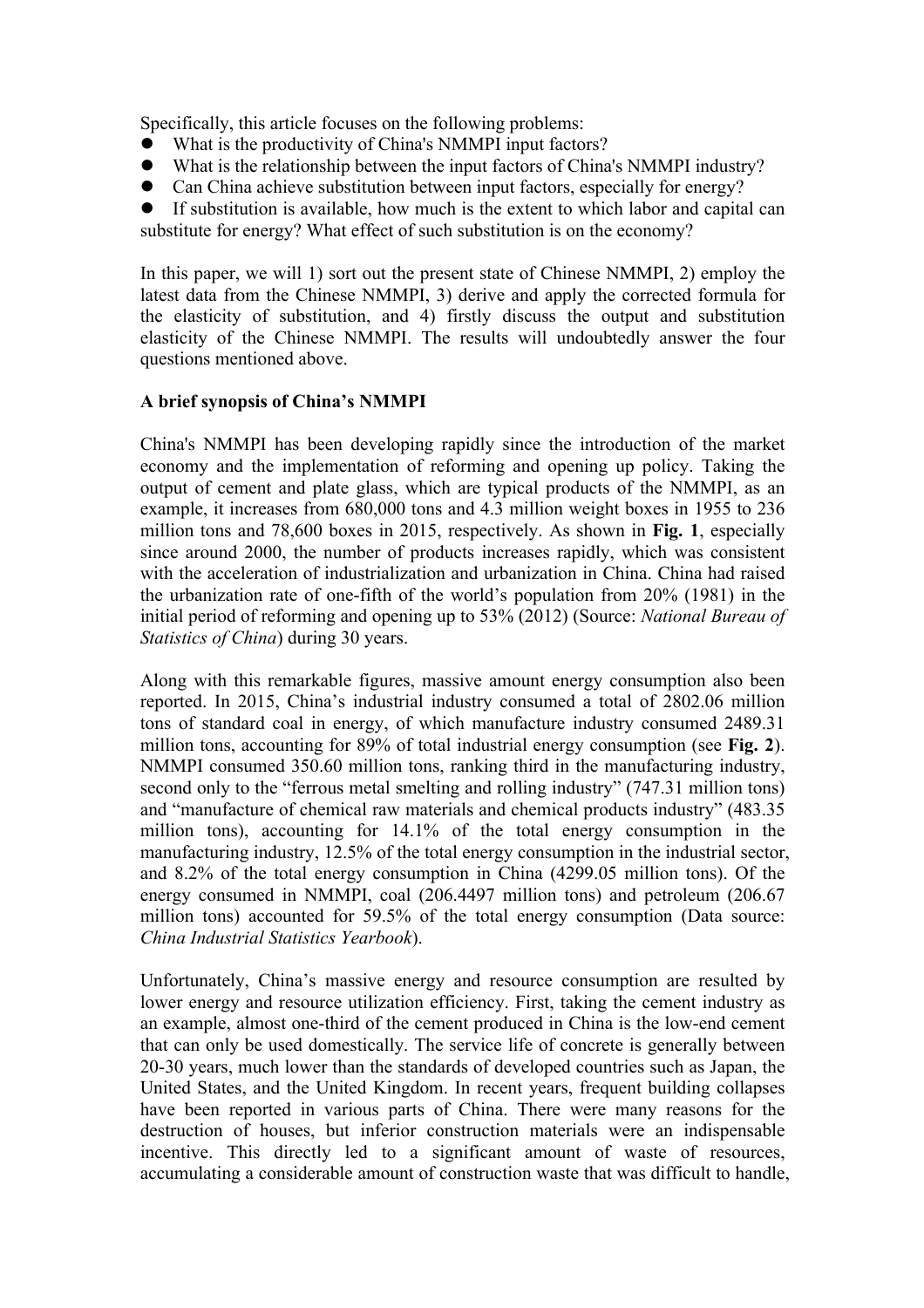Specifically, this article focuses on the following problems:

- What is the productivity of China's NMMPI input factors?
- What is the relationship between the input factors of China's NMMPI industry?
- Can China achieve substitution between input factors, especially for energy?
- If substitution is available, how much is the extent to which labor and capital can substitute for energy? What effect of such substitution is on the economy?

In this paper, we will 1) sort out the present state of Chinese NMMPI, 2) employ the latest data from the Chinese NMMPI, 3) derive and apply the corrected formula for the elasticity of substitution, and 4) firstly discuss the output and substitution elasticity of the Chinese NMMPI. The results will undoubtedly answer the four questions mentioned above.

**A brief synopsis of China's NMMPI**

China's NMMPI has been developing rapidly since the introduction of the market economy and the implementation of reforming and opening up policy. Taking the output of cement and plate glass, which are typical products of the NMMPI, as an example, it increases from 680,000 tons and 4.3 million weight boxes in 1955 to 236 million tons and 78,600 boxes in 2015, respectively. As shown in **Fig. 1**, especially since around 2000, the number of products increases rapidly, which was consistent with the acceleration of industrialization and urbanization in China. China had raised the urbanization rate of one-fifth of the world's population from 20% (1981) in the initial period of reforming and opening up to 53% (2012) (Source: *National Bureau of Statistics of China*) during 30 years.

Along with this remarkable figures, massive amount energy consumption also been reported. In 2015, China's industrial industry consumed a total of 2802.06 million tons of standard coal in energy, of which manufacture industry consumed 2489.31 million tons, accounting for 89% of total industrial energy consumption (see **Fig. 2**). NMMPI consumed 350.60 million tons, ranking third in the manufacturing industry, second only to the "ferrous metal smelting and rolling industry" (747.31 million tons) and "manufacture of chemical raw materials and chemical products industry" (483.35 million tons), accounting for 14.1% of the total energy consumption in the manufacturing industry, 12.5% of the total energy consumption in the industrial sector, and 8.2% of the total energy consumption in China (4299.05 million tons). Of the energy consumed in NMMPI, coal (206.4497 million tons) and petroleum (206.67 million tons) accounted for 59.5% of the total energy consumption (Data source: *China Industrial Statistics Yearbook*).

Unfortunately, China's massive energy and resource consumption are resulted by lower energy and resource utilization efficiency. First, taking the cement industry as an example, almost one-third of the cement produced in China is the low-end cement that can only be used domestically. The service life of concrete is generally between 20-30 years, much lower than the standards of developed countries such as Japan, the United States, and the United Kingdom. In recent years, frequent building collapses have been reported in various parts of China. There were many reasons for the destruction of houses, but inferior construction materials were an indispensable incentive. This directly led to a significant amount of waste of resources, accumulating a considerable amount of construction waste that was difficult to handle,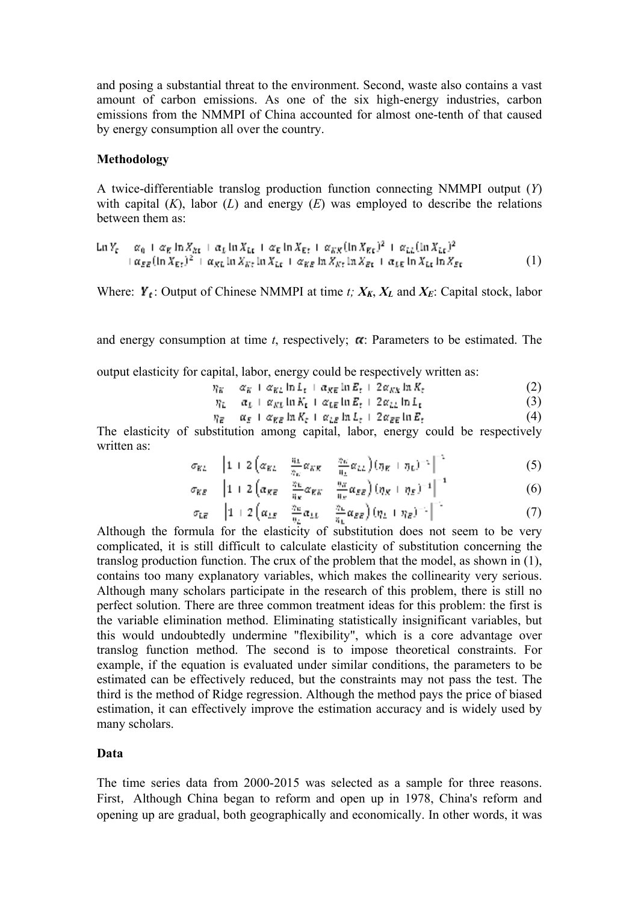and posing a substantial threat to the environment. Second, waste also contains a vast amount of carbon emissions. As one of the six high-energy industries, carbon emissions from the NMMPI of China accounted for almost one-tenth of that caused by energy consumption all over the country.

**Methodology**

A twice-differentiable translog production function connecting NMMPI output ($Y$) with capital ($K$), labor ($L$) and energy ($E$) was employed to describe the relations between them as:

$$\begin{aligned}\ln Y_t = {} & \alpha_0 + \alpha_K \ln X_{Kt} + \alpha_L \ln X_{Lt} + \alpha_E \ln X_{Et} + \alpha_{KK}(\ln X_{Kt})^2 + \alpha_{LL}(\ln X_{Lt})^2 \\ & + \alpha_{EE}(\ln X_{Et})^2 + \alpha_{KL}\ln X_{Kt}\ln X_{Lt} + \alpha_{KE}\ln X_{Kt}\ln X_{Et} + \alpha_{LE}\ln X_{Lt}\ln X_{Et}\end{aligned} \tag{1}$$

Where: $\boldsymbol{Y_t}$: Output of Chinese NMMPI at time $t$; $\boldsymbol{X_K}$, $\boldsymbol{X_L}$ and $\boldsymbol{X_E}$: Capital stock, labor and energy consumption at time $t$, respectively; $\boldsymbol{\alpha}$: Parameters to be estimated. The output elasticity for capital, labor, energy could be respectively written as:

$$\eta_K = \alpha_K + \alpha_{KL}\ln L_t + \alpha_{KE}\ln E_t + 2\alpha_{KK}\ln K_t \tag{2}$$

$$\eta_L = \alpha_L + \alpha_{KL}\ln K_t + \alpha_{LE}\ln E_t + 2\alpha_{LL}\ln L_t \tag{3}$$

$$\eta_E = \alpha_E + \alpha_{KE}\ln K_t + \alpha_{LE}\ln L_t + 2\alpha_{EE}\ln E_t \tag{4}$$

The elasticity of substitution among capital, labor, energy could be respectively written as:

$$\sigma_{KL} = \left[1 + 2\left(\alpha_{KL} - \frac{\eta_L}{\eta_K}\alpha_{KK} - \frac{\eta_K}{\eta_L}\alpha_{LL}\right)(\eta_K + \eta_L)^{-1}\right]^{-1} \tag{5}$$

$$\sigma_{KE} = \left[1 + 2\left(\alpha_{KE} - \frac{\eta_E}{\eta_K}\alpha_{KK} - \frac{\eta_K}{\eta_E}\alpha_{EE}\right)(\eta_K + \eta_E)^{-1}\right]^{-1} \tag{6}$$

$$\sigma_{LE} = \left[1 + 2\left(\alpha_{LE} - \frac{\eta_E}{\eta_L}\alpha_{LL} - \frac{\eta_L}{\eta_E}\alpha_{EE}\right)(\eta_L + \eta_E)^{-1}\right]^{-1} \tag{7}$$

Although the formula for the elasticity of substitution does not seem to be very complicated, it is still difficult to calculate elasticity of substitution concerning the translog production function. The crux of the problem that the model, as shown in (1), contains too many explanatory variables, which makes the collinearity very serious. Although many scholars participate in the research of this problem, there is still no perfect solution. There are three common treatment ideas for this problem: the first is the variable elimination method. Eliminating statistically insignificant variables, but this would undoubtedly undermine "flexibility", which is a core advantage over translog function method. The second is to impose theoretical constraints. For example, if the equation is evaluated under similar conditions, the parameters to be estimated can be effectively reduced, but the constraints may not pass the test. The third is the method of Ridge regression. Although the method pays the price of biased estimation, it can effectively improve the estimation accuracy and is widely used by many scholars.

**Data**

The time series data from 2000-2015 was selected as a sample for three reasons. First, Although China began to reform and open up in 1978, China's reform and opening up are gradual, both geographically and economically. In other words, it was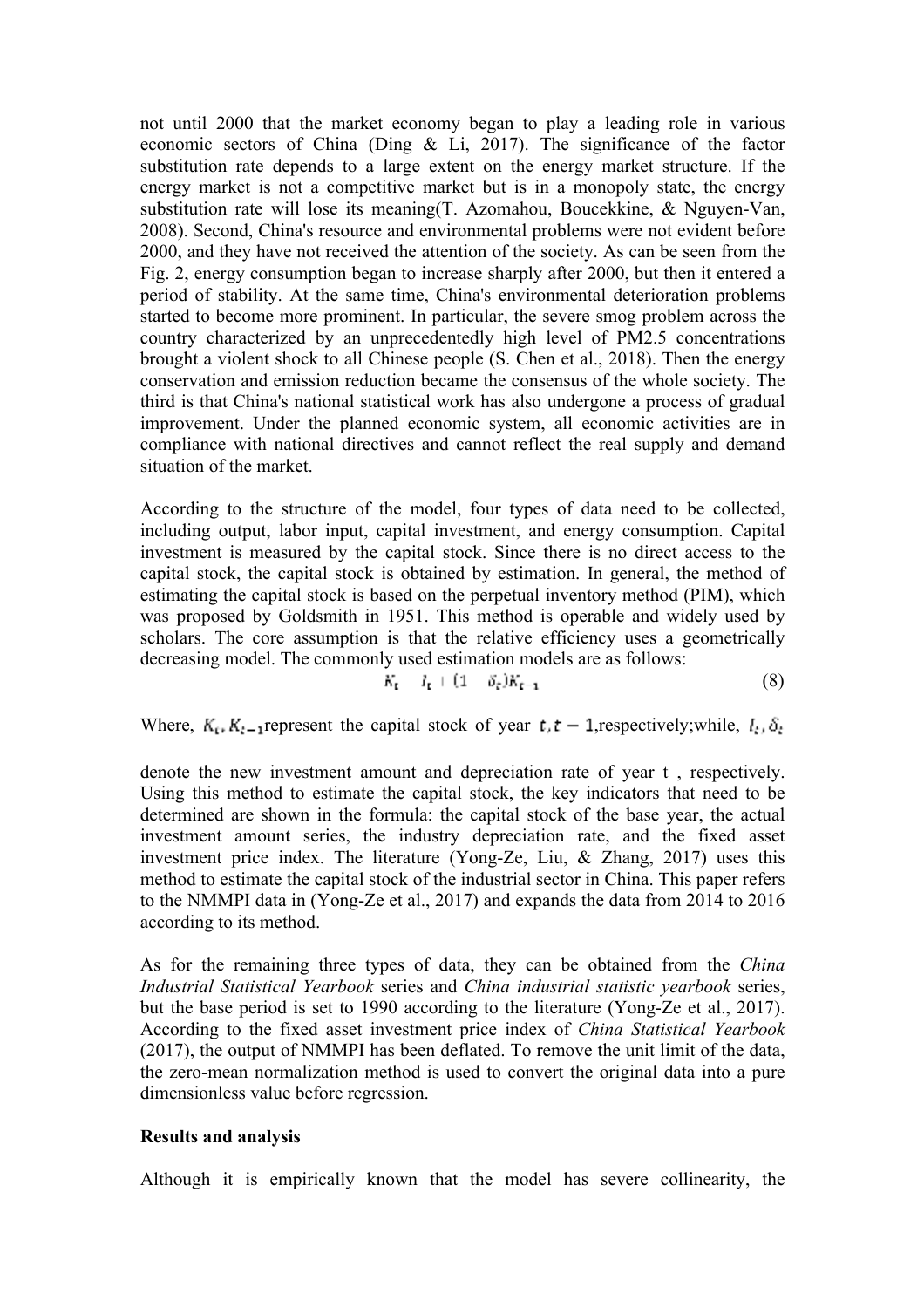not until 2000 that the market economy began to play a leading role in various economic sectors of China (Ding & Li, 2017). The significance of the factor substitution rate depends to a large extent on the energy market structure. If the energy market is not a competitive market but is in a monopoly state, the energy substitution rate will lose its meaning(T. Azomahou, Boucekkine, & Nguyen-Van, 2008). Second, China's resource and environmental problems were not evident before 2000, and they have not received the attention of the society. As can be seen from the Fig. 2, energy consumption began to increase sharply after 2000, but then it entered a period of stability. At the same time, China's environmental deterioration problems started to become more prominent. In particular, the severe smog problem across the country characterized by an unprecedentedly high level of PM2.5 concentrations brought a violent shock to all Chinese people (S. Chen et al., 2018). Then the energy conservation and emission reduction became the consensus of the whole society. The third is that China's national statistical work has also undergone a process of gradual improvement. Under the planned economic system, all economic activities are in compliance with national directives and cannot reflect the real supply and demand situation of the market.

According to the structure of the model, four types of data need to be collected, including output, labor input, capital investment, and energy consumption. Capital investment is measured by the capital stock. Since there is no direct access to the capital stock, the capital stock is obtained by estimation. In general, the method of estimating the capital stock is based on the perpetual inventory method (PIM), which was proposed by Goldsmith in 1951. This method is operable and widely used by scholars. The core assumption is that the relative efficiency uses a geometrically decreasing model. The commonly used estimation models are as follows:

$$K_t = I_t + (1 - \delta_t)K_{t-1} \tag{8}$$

Where, $K_t, K_{t-1}$ represent the capital stock of year $t, t-1$, respectively; while, $I_t, \delta_t$ denote the new investment amount and depreciation rate of year t , respectively. Using this method to estimate the capital stock, the key indicators that need to be determined are shown in the formula: the capital stock of the base year, the actual investment amount series, the industry depreciation rate, and the fixed asset investment price index. The literature (Yong-Ze, Liu, & Zhang, 2017) uses this method to estimate the capital stock of the industrial sector in China. This paper refers to the NMMPI data in (Yong-Ze et al., 2017) and expands the data from 2014 to 2016 according to its method.

As for the remaining three types of data, they can be obtained from the *China Industrial Statistical Yearbook* series and *China industrial statistic yearbook* series, but the base period is set to 1990 according to the literature (Yong-Ze et al., 2017). According to the fixed asset investment price index of *China Statistical Yearbook* (2017), the output of NMMPI has been deflated. To remove the unit limit of the data, the zero-mean normalization method is used to convert the original data into a pure dimensionless value before regression.

**Results and analysis**

Although it is empirically known that the model has severe collinearity, the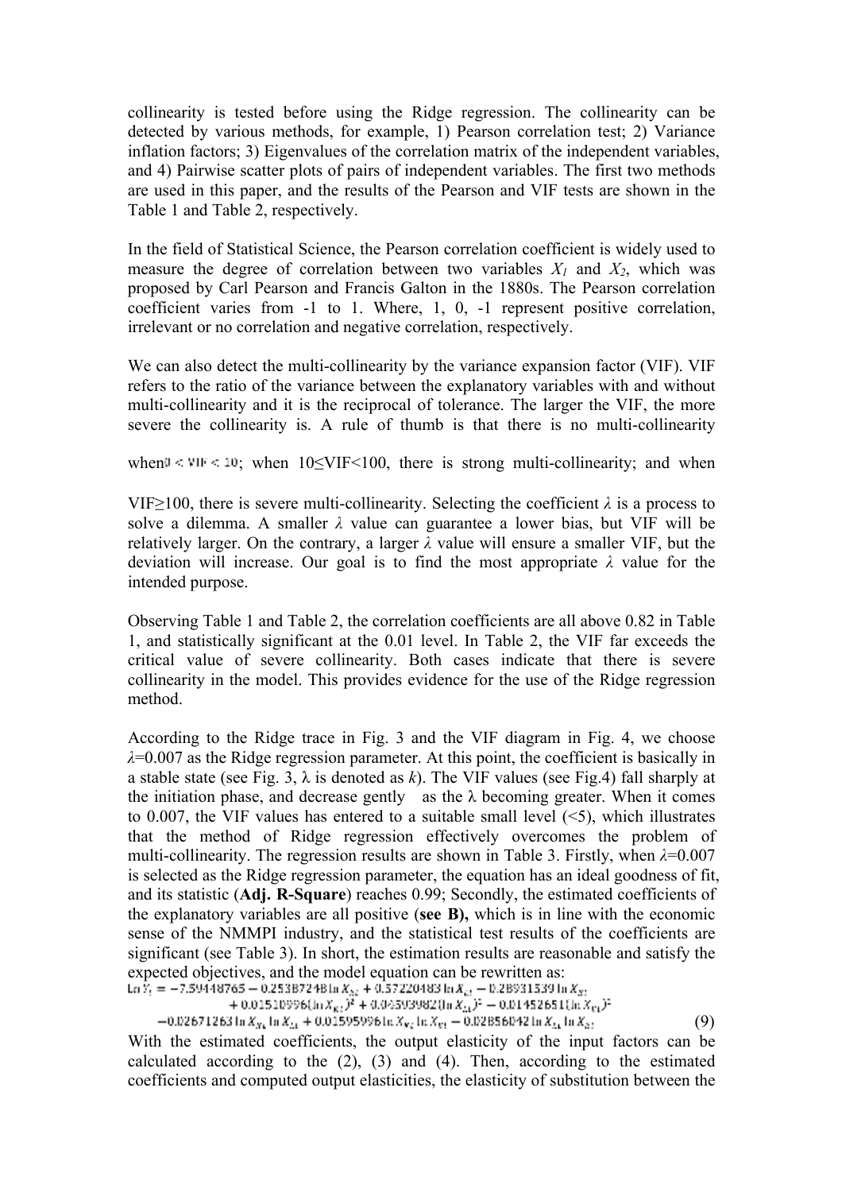collinearity is tested before using the Ridge regression. The collinearity can be detected by various methods, for example, 1) Pearson correlation test; 2) Variance inflation factors; 3) Eigenvalues of the correlation matrix of the independent variables, and 4) Pairwise scatter plots of pairs of independent variables. The first two methods are used in this paper, and the results of the Pearson and VIF tests are shown in the Table 1 and Table 2, respectively.

In the field of Statistical Science, the Pearson correlation coefficient is widely used to measure the degree of correlation between two variables $X_1$ and $X_2$, which was proposed by Carl Pearson and Francis Galton in the 1880s. The Pearson correlation coefficient varies from -1 to 1. Where, 1, 0, -1 represent positive correlation, irrelevant or no correlation and negative correlation, respectively.

We can also detect the multi-collinearity by the variance expansion factor (VIF). VIF refers to the ratio of the variance between the explanatory variables with and without multi-collinearity and it is the reciprocal of tolerance. The larger the VIF, the more severe the collinearity is. A rule of thumb is that there is no multi-collinearity when $0 < \text{VIF} < 10$; when $10 \leq \text{VIF} < 100$, there is strong multi-collinearity; and when $\text{VIF} \geq 100$, there is severe multi-collinearity. Selecting the coefficient $\lambda$ is a process to solve a dilemma. A smaller $\lambda$ value can guarantee a lower bias, but VIF will be relatively larger. On the contrary, a larger $\lambda$ value will ensure a smaller VIF, but the deviation will increase. Our goal is to find the most appropriate $\lambda$ value for the intended purpose.

Observing Table 1 and Table 2, the correlation coefficients are all above 0.82 in Table 1, and statistically significant at the 0.01 level. In Table 2, the VIF far exceeds the critical value of severe collinearity. Both cases indicate that there is severe collinearity in the model. This provides evidence for the use of the Ridge regression method.

According to the Ridge trace in Fig. 3 and the VIF diagram in Fig. 4, we choose $\lambda$=0.007 as the Ridge regression parameter. At this point, the coefficient is basically in a stable state (see Fig. 3, $\lambda$ is denoted as $k$). The VIF values (see Fig.4) fall sharply at the initiation phase, and decrease gently as the $\lambda$ becoming greater. When it comes to 0.007, the VIF values has entered to a suitable small level (<5), which illustrates that the method of Ridge regression effectively overcomes the problem of multi-collinearity. The regression results are shown in Table 3. Firstly, when $\lambda$=0.007 is selected as the Ridge regression parameter, the equation has an ideal goodness of fit, and its statistic (**Adj. R-Square**) reaches 0.99; Secondly, the estimated coefficients of the explanatory variables are all positive (**see B),** which is in line with the economic sense of the NMMPI industry, and the statistical test results of the coefficients are significant (see Table 3). In short, the estimation results are reasonable and satisfy the expected objectives, and the model equation can be rewritten as:

$$\begin{aligned}\ln Y_t = & -7.59448765 - 0.25387248 \ln X_{Kt} + 0.57220483 \ln X_{Lt} - 0.28931539 \ln X_{Et} \\ & + 0.01510996(\ln X_{Kt})^2 + 0.04593982(\ln X_{Lt})^2 - 0.01452651(\ln X_{Et})^2 \\ & - 0.02671263 \ln X_{Kt} \ln X_{Lt} + 0.01595996 \ln X_{Kt} \ln X_{Et} - 0.02856042 \ln X_{Lt} \ln X_{Et} \end{aligned} \quad (9)$$

With the estimated coefficients, the output elasticity of the input factors can be calculated according to the (2), (3) and (4). Then, according to the estimated coefficients and computed output elasticities, the elasticity of substitution between the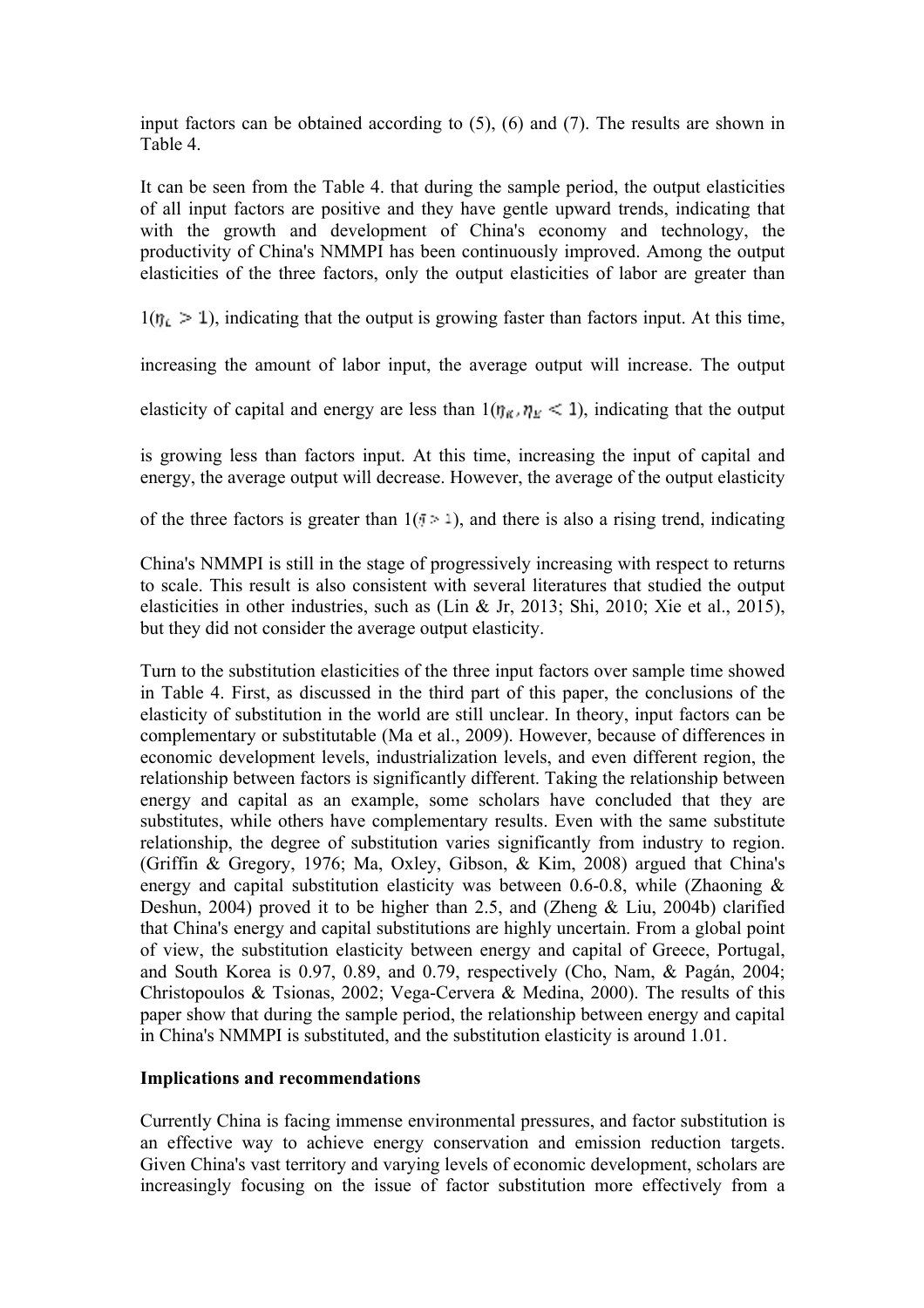input factors can be obtained according to (5), (6) and (7). The results are shown in Table 4.

It can be seen from the Table 4. that during the sample period, the output elasticities of all input factors are positive and they have gentle upward trends, indicating that with the growth and development of China's economy and technology, the productivity of China's NMMPI has been continuously improved. Among the output elasticities of the three factors, only the output elasticities of labor are greater than 1($\eta_L > 1$), indicating that the output is growing faster than factors input. At this time, increasing the amount of labor input, the average output will increase. The output elasticity of capital and energy are less than 1($\eta_K, \eta_E < 1$), indicating that the output is growing less than factors input. At this time, increasing the input of capital and energy, the average output will decrease. However, the average of the output elasticity of the three factors is greater than 1($\bar{\eta} > 1$), and there is also a rising trend, indicating China's NMMPI is still in the stage of progressively increasing with respect to returns to scale. This result is also consistent with several literatures that studied the output elasticities in other industries, such as (Lin & Jr, 2013; Shi, 2010; Xie et al., 2015), but they did not consider the average output elasticity.

Turn to the substitution elasticities of the three input factors over sample time showed in Table 4. First, as discussed in the third part of this paper, the conclusions of the elasticity of substitution in the world are still unclear. In theory, input factors can be complementary or substitutable (Ma et al., 2009). However, because of differences in economic development levels, industrialization levels, and even different region, the relationship between factors is significantly different. Taking the relationship between energy and capital as an example, some scholars have concluded that they are substitutes, while others have complementary results. Even with the same substitute relationship, the degree of substitution varies significantly from industry to region. (Griffin & Gregory, 1976; Ma, Oxley, Gibson, & Kim, 2008) argued that China's energy and capital substitution elasticity was between 0.6-0.8, while (Zhaoning & Deshun, 2004) proved it to be higher than 2.5, and (Zheng & Liu, 2004b) clarified that China's energy and capital substitutions are highly uncertain. From a global point of view, the substitution elasticity between energy and capital of Greece, Portugal, and South Korea is 0.97, 0.89, and 0.79, respectively (Cho, Nam, & Pagán, 2004; Christopoulos & Tsionas, 2002; Vega-Cervera & Medina, 2000). The results of this paper show that during the sample period, the relationship between energy and capital in China's NMMPI is substituted, and the substitution elasticity is around 1.01.

**Implications and recommendations**

Currently China is facing immense environmental pressures, and factor substitution is an effective way to achieve energy conservation and emission reduction targets. Given China's vast territory and varying levels of economic development, scholars are increasingly focusing on the issue of factor substitution more effectively from a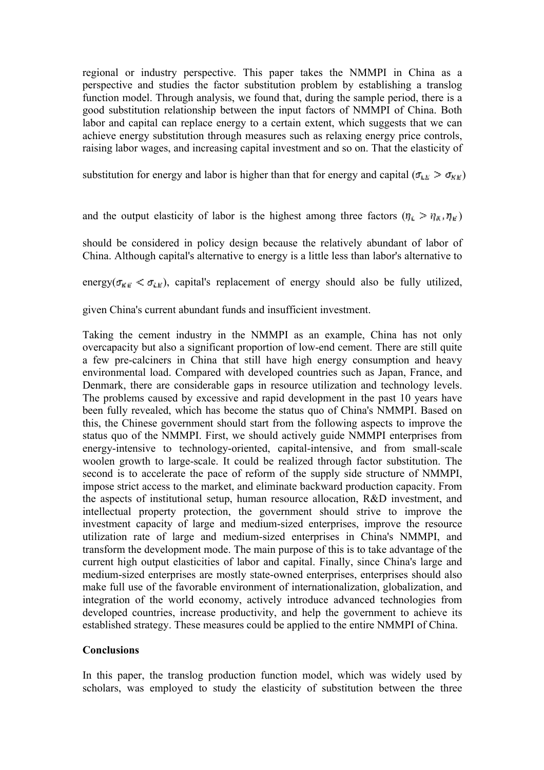regional or industry perspective. This paper takes the NMMPI in China as a perspective and studies the factor substitution problem by establishing a translog function model. Through analysis, we found that, during the sample period, there is a good substitution relationship between the input factors of NMMPI of China. Both labor and capital can replace energy to a certain extent, which suggests that we can achieve energy substitution through measures such as relaxing energy price controls, raising labor wages, and increasing capital investment and so on. That the elasticity of substitution for energy and labor is higher than that for energy and capital ($\sigma_{LE} > \sigma_{KE}$) and the output elasticity of labor is the highest among three factors ($\eta_L > \eta_K, \eta_E$) should be considered in policy design because the relatively abundant of labor of China. Although capital's alternative to energy is a little less than labor's alternative to energy($\sigma_{KE} < \sigma_{LE}$), capital's replacement of energy should also be fully utilized, given China's current abundant funds and insufficient investment.

Taking the cement industry in the NMMPI as an example, China has not only overcapacity but also a significant proportion of low-end cement. There are still quite a few pre-calciners in China that still have high energy consumption and heavy environmental load. Compared with developed countries such as Japan, France, and Denmark, there are considerable gaps in resource utilization and technology levels. The problems caused by excessive and rapid development in the past 10 years have been fully revealed, which has become the status quo of China's NMMPI. Based on this, the Chinese government should start from the following aspects to improve the status quo of the NMMPI. First, we should actively guide NMMPI enterprises from energy-intensive to technology-oriented, capital-intensive, and from small-scale woolen growth to large-scale. It could be realized through factor substitution. The second is to accelerate the pace of reform of the supply side structure of NMMPI, impose strict access to the market, and eliminate backward production capacity. From the aspects of institutional setup, human resource allocation, R&D investment, and intellectual property protection, the government should strive to improve the investment capacity of large and medium-sized enterprises, improve the resource utilization rate of large and medium-sized enterprises in China's NMMPI, and transform the development mode. The main purpose of this is to take advantage of the current high output elasticities of labor and capital. Finally, since China's large and medium-sized enterprises are mostly state-owned enterprises, enterprises should also make full use of the favorable environment of internationalization, globalization, and integration of the world economy, actively introduce advanced technologies from developed countries, increase productivity, and help the government to achieve its established strategy. These measures could be applied to the entire NMMPI of China.

**Conclusions**

In this paper, the translog production function model, which was widely used by scholars, was employed to study the elasticity of substitution between the three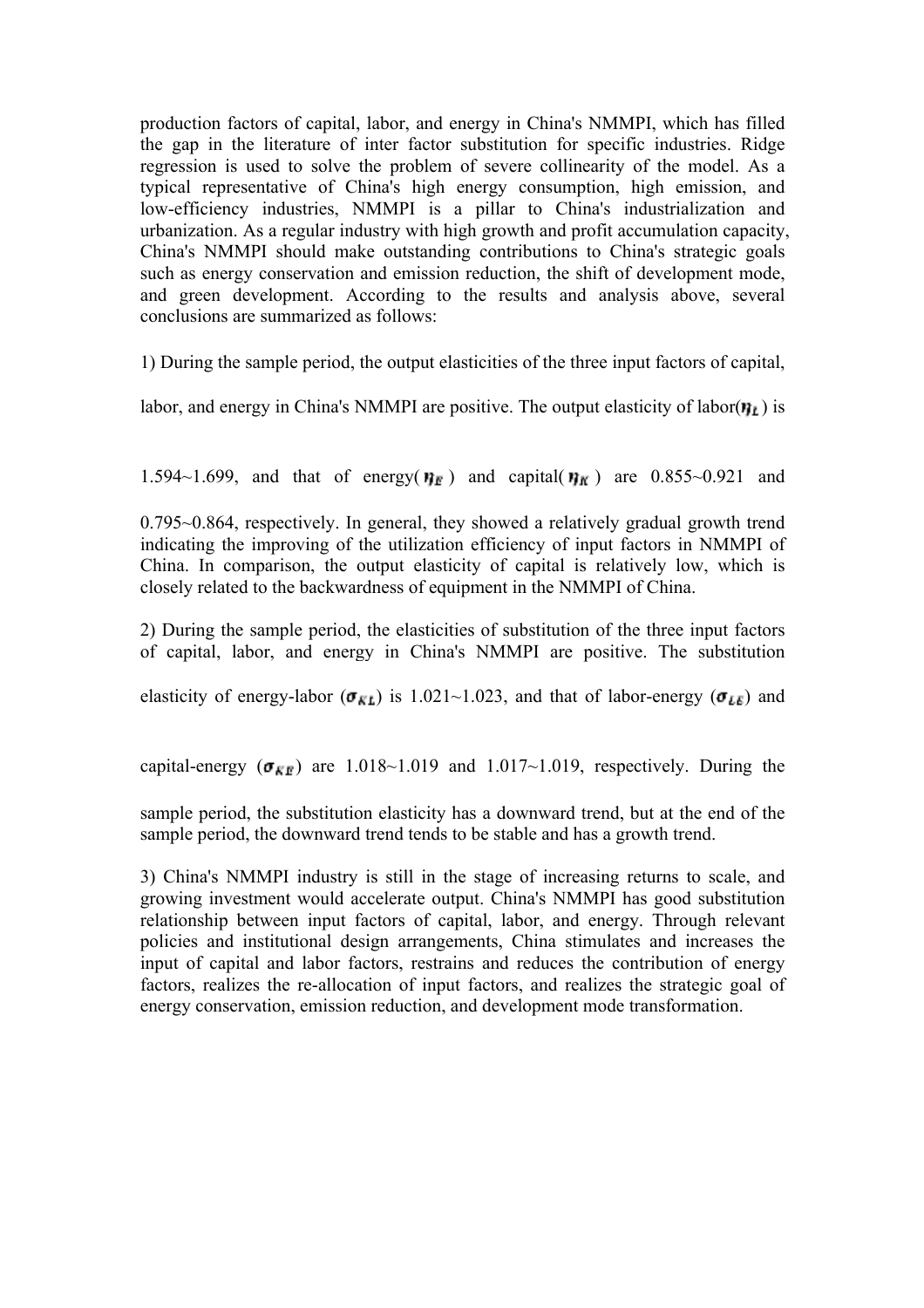production factors of capital, labor, and energy in China's NMMPI, which has filled the gap in the literature of inter factor substitution for specific industries. Ridge regression is used to solve the problem of severe collinearity of the model. As a typical representative of China's high energy consumption, high emission, and low-efficiency industries, NMMPI is a pillar to China's industrialization and urbanization. As a regular industry with high growth and profit accumulation capacity, China's NMMPI should make outstanding contributions to China's strategic goals such as energy conservation and emission reduction, the shift of development mode, and green development. According to the results and analysis above, several conclusions are summarized as follows:

1) During the sample period, the output elasticities of the three input factors of capital, labor, and energy in China's NMMPI are positive. The output elasticity of labor($\eta_L$) is 1.594~1.699, and that of energy($\eta_E$) and capital($\eta_K$) are 0.855~0.921 and 0.795~0.864, respectively. In general, they showed a relatively gradual growth trend indicating the improving of the utilization efficiency of input factors in NMMPI of China. In comparison, the output elasticity of capital is relatively low, which is closely related to the backwardness of equipment in the NMMPI of China.

2) During the sample period, the elasticities of substitution of the three input factors of capital, labor, and energy in China's NMMPI are positive. The substitution elasticity of energy-labor ($\sigma_{KL}$) is 1.021~1.023, and that of labor-energy ($\sigma_{LE}$) and capital-energy ($\sigma_{KE}$) are 1.018~1.019 and 1.017~1.019, respectively. During the sample period, the substitution elasticity has a downward trend, but at the end of the sample period, the downward trend tends to be stable and has a growth trend.

3) China's NMMPI industry is still in the stage of increasing returns to scale, and growing investment would accelerate output. China's NMMPI has good substitution relationship between input factors of capital, labor, and energy. Through relevant policies and institutional design arrangements, China stimulates and increases the input of capital and labor factors, restrains and reduces the contribution of energy factors, realizes the re-allocation of input factors, and realizes the strategic goal of energy conservation, emission reduction, and development mode transformation.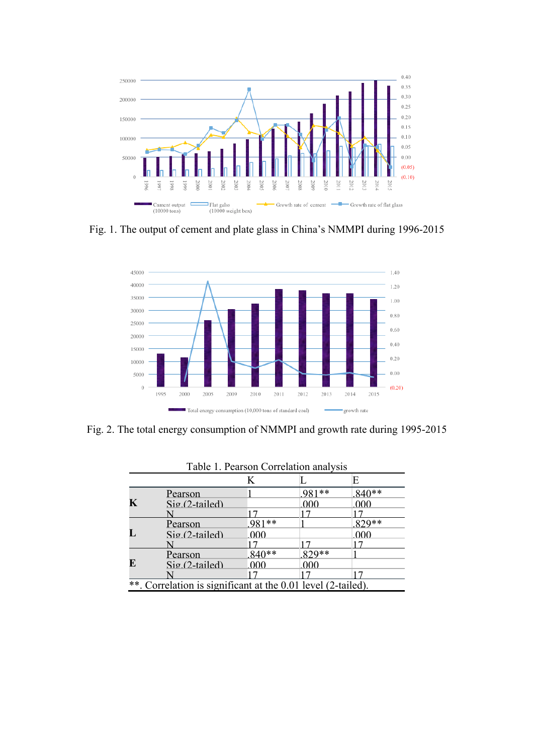Fig. 1. The output of cement and plate glass in China's NMMPI during 1996-2015

Fig. 2. The total energy consumption of NMMPI and growth rate during 1995-2015

Table 1. Pearson Correlation analysis

| | | K | L | E |
|---|---|---|---|---|
| **K** | Pearson | 1 | .981** | .840** |
| | Sig.(2-tailed) | | .000 | .000 |
| | N | 17 | 17 | 17 |
| **L** | Pearson | .981** | 1 | .829** |
| | Sig.(2-tailed) | .000 | | .000 |
| | N | 17 | 17 | 17 |
| **E** | Pearson | .840** | .829** | 1 |
| | Sig.(2-tailed) | .000 | .000 | |
| | N | 17 | 17 | 17 |

**. Correlation is significant at the 0.01 level (2-tailed).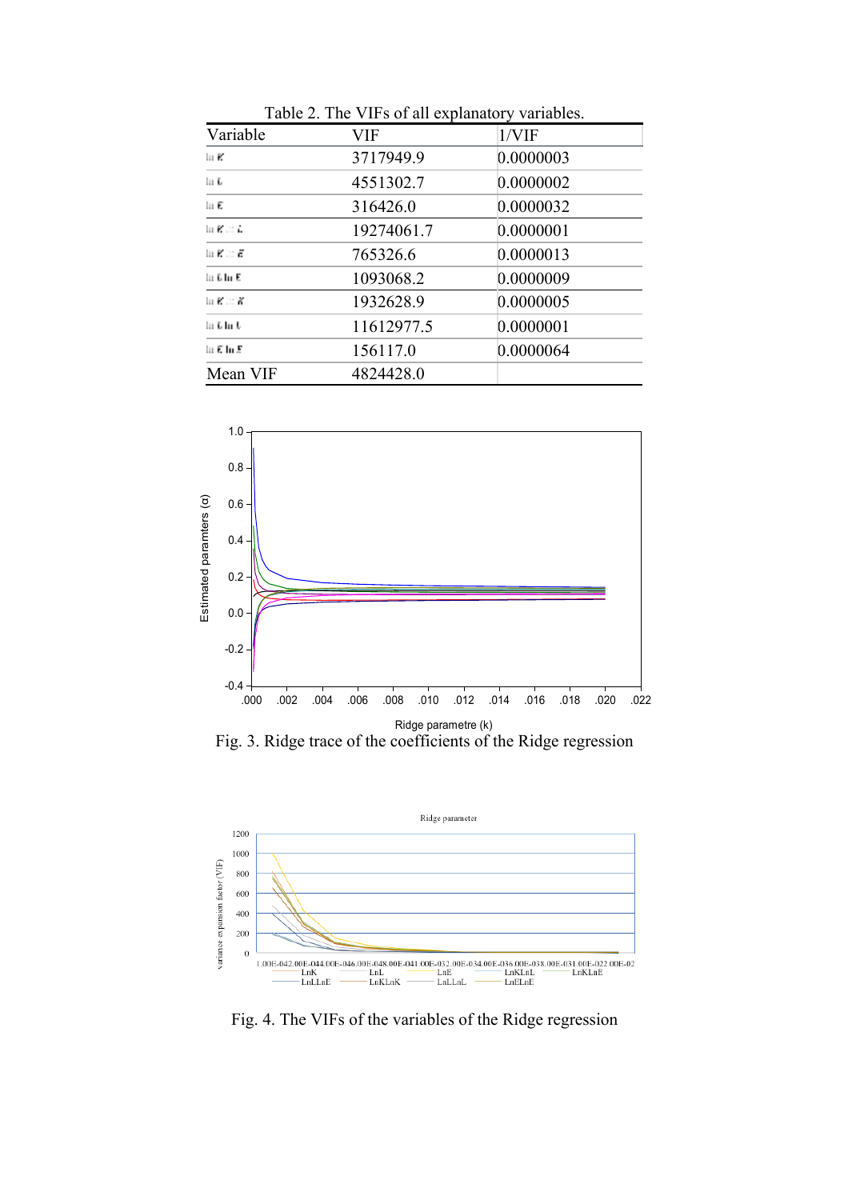Table 2. The VIFs of all explanatory variables.

| Variable | VIF | 1/VIF |
|---|---|---|
| ln K | 3717949.9 | 0.0000003 |
| ln L | 4551302.7 | 0.0000002 |
| ln E | 316426.0 | 0.0000032 |
| ln K ln L | 19274061.7 | 0.0000001 |
| ln K ln E | 765326.6 | 0.0000013 |
| ln L ln E | 1093068.2 | 0.0000009 |
| ln K ln K | 1932628.9 | 0.0000005 |
| ln L ln L | 11612977.5 | 0.0000001 |
| ln E ln E | 156117.0 | 0.0000064 |
| Mean VIF | 4824428.0 | |

Fig. 3. Ridge trace of the coefficients of the Ridge regression

Fig. 4. The VIFs of the variables of the Ridge regression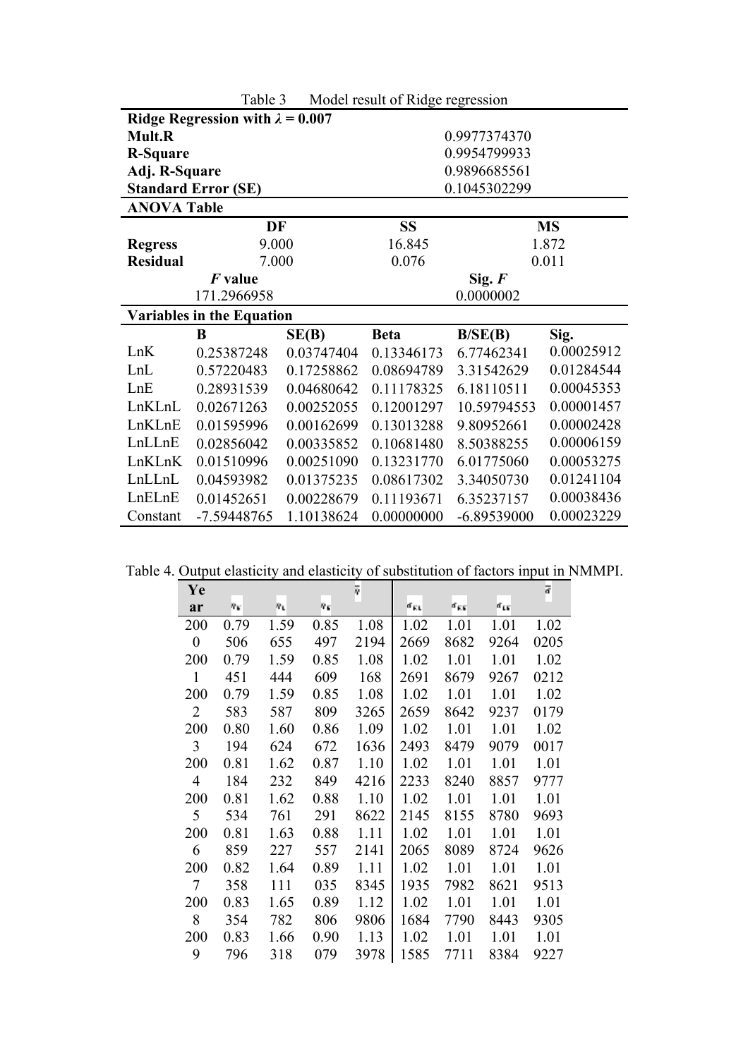Table 3 Model result of Ridge regression

| **Ridge Regression with $\lambda = 0.007$** | | | | |
|---|---|---|---|---|
| **Mult.R** | | | 0.9977374370 | |
| **R-Square** | | | 0.9954799933 | |
| **Adj. R-Square** | | | 0.9896685561 | |
| **Standard Error (SE)** | | | 0.1045302299 | |
| **ANOVA Table** | | | | |
| | **DF** | **SS** | | **MS** |
| **Regress** | 9.000 | 16.845 | | 1.872 |
| **Residual** | 7.000 | 0.076 | | 0.011 |
| | ***F* value** | | **Sig. *F*** | |
| | 171.2966958 | | 0.0000002 | |
| **Variables in the Equation** | | | | |
| | **B** | **SE(B)** | **Beta** | **B/SE(B)** | **Sig.** |
| LnK | 0.25387248 | 0.03747404 | 0.13346173 | 6.77462341 | 0.00025912 |
| LnL | 0.57220483 | 0.17258862 | 0.08694789 | 3.31542629 | 0.01284544 |
| LnE | 0.28931539 | 0.04680642 | 0.11178325 | 6.18110511 | 0.00045353 |
| LnKLnL | 0.02671263 | 0.00252055 | 0.12001297 | 10.59794553 | 0.00001457 |
| LnKLnE | 0.01595996 | 0.00162699 | 0.13013288 | 9.80952661 | 0.00002428 |
| LnLLnE | 0.02856042 | 0.00335852 | 0.10681480 | 8.50388255 | 0.00006159 |
| LnKLnK | 0.01510996 | 0.00251090 | 0.13231770 | 6.01775060 | 0.00053275 |
| LnLLnL | 0.04593982 | 0.01375235 | 0.08617302 | 3.34050730 | 0.01241104 |
| LnELnE | 0.01452651 | 0.00228679 | 0.11193671 | 6.35237157 | 0.00038436 |
| Constant | -7.59448765 | 1.10138624 | 0.00000000 | -6.89539000 | 0.00023229 |

Table 4. Output elasticity and elasticity of substitution of factors input in NMMPI.

| Year | $\eta_K$ | $\eta_L$ | $\eta_E$ | $\bar{\eta}$ | $\sigma_{KL}$ | $\sigma_{KE}$ | $\sigma_{LE}$ | $\bar{\sigma}$ |
|---|---|---|---|---|---|---|---|---|
| 2000 | 0.79506 | 1.59655 | 0.85497 | 1.082194 | 1.022669 | 1.018682 | 1.019264 | 1.020205 |
| 2001 | 0.79451 | 1.59444 | 0.85609 | 1.08168 | 1.022691 | 1.018679 | 1.019267 | 1.020212 |
| 2002 | 0.79583 | 1.59587 | 0.85809 | 1.083265 | 1.022659 | 1.018642 | 1.019237 | 1.020179 |
| 2003 | 0.80194 | 1.60624 | 0.86672 | 1.091636 | 1.022493 | 1.018479 | 1.019079 | 1.020017 |
| 2004 | 0.81184 | 1.62232 | 0.87849 | 1.104216 | 1.022233 | 1.018240 | 1.018857 | 1.019777 |
| 2005 | 0.81534 | 1.62761 | 0.88291 | 1.108622 | 1.022145 | 1.018155 | 1.018780 | 1.019693 |
| 2006 | 0.81859 | 1.63227 | 0.88557 | 1.112141 | 1.022065 | 1.018089 | 1.018724 | 1.019626 |
| 2007 | 0.82358 | 1.64111 | 0.89035 | 1.118345 | 1.021935 | 1.017982 | 1.018621 | 1.019513 |
| 2008 | 0.83354 | 1.65782 | 0.89806 | 1.129806 | 1.021684 | 1.017790 | 1.018443 | 1.019305 |
| 2009 | 0.83796 | 1.66318 | 0.90079 | 1.133978 | 1.021585 | 1.017711 | 1.018384 | 1.019227 |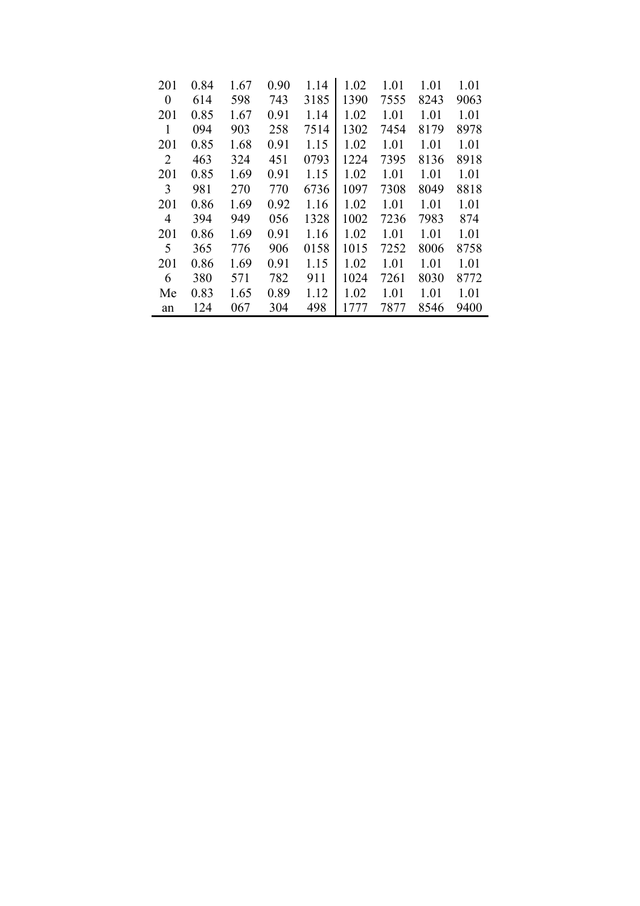| | | | | | | | | |
|---|---|---|---|---|---|---|---|---|
| 201 0 | 0.84 614 | 1.67 598 | 0.90 743 | 1.14 3185 | 1.02 1390 | 1.01 7555 | 1.01 8243 | 1.01 9063 |
| 201 1 | 0.85 094 | 1.67 903 | 0.91 258 | 1.14 7514 | 1.02 1302 | 1.01 7454 | 1.01 8179 | 1.01 8978 |
| 201 2 | 0.85 463 | 1.68 324 | 0.91 451 | 1.15 0793 | 1.02 1224 | 1.01 7395 | 1.01 8136 | 1.01 8918 |
| 201 3 | 0.85 981 | 1.69 270 | 0.91 770 | 1.15 6736 | 1.02 1097 | 1.01 7308 | 1.01 8049 | 1.01 8818 |
| 201 4 | 0.86 394 | 1.69 949 | 0.92 056 | 1.16 1328 | 1.02 1002 | 1.01 7236 | 1.01 7983 | 1.01 874 |
| 201 5 | 0.86 365 | 1.69 776 | 0.91 906 | 1.16 0158 | 1.02 1015 | 1.01 7252 | 1.01 8006 | 1.01 8758 |
| 201 6 | 0.86 380 | 1.69 571 | 0.91 782 | 1.15 911 | 1.02 1024 | 1.01 7261 | 1.01 8030 | 1.01 8772 |
| Me an | 0.83 124 | 1.65 067 | 0.89 304 | 1.12 498 | 1.02 1777 | 1.01 7877 | 1.01 8546 | 1.01 9400 |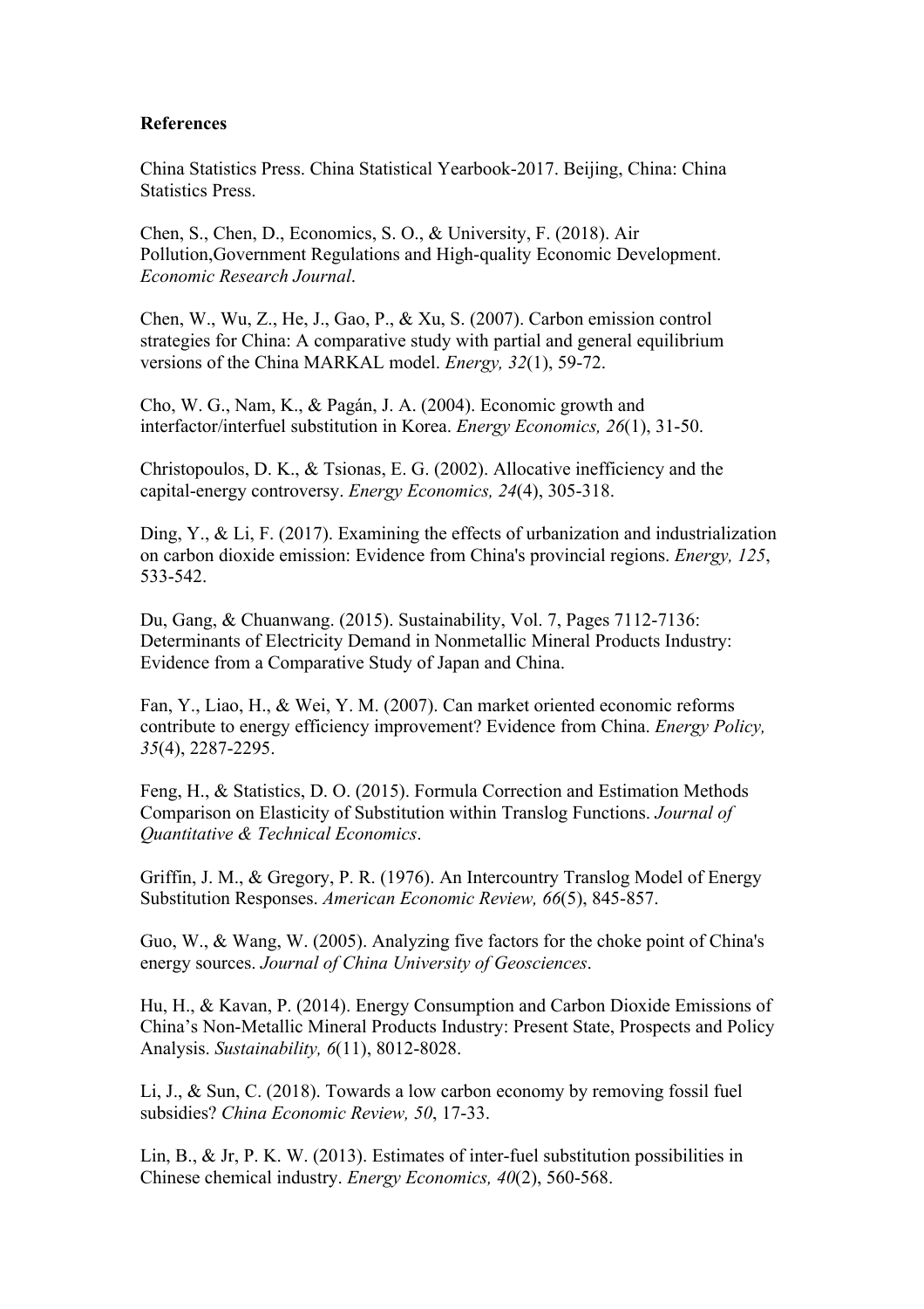**References**

China Statistics Press. China Statistical Yearbook-2017. Beijing, China: China Statistics Press.

Chen, S., Chen, D., Economics, S. O., & University, F. (2018). Air Pollution,Government Regulations and High-quality Economic Development. *Economic Research Journal*.

Chen, W., Wu, Z., He, J., Gao, P., & Xu, S. (2007). Carbon emission control strategies for China: A comparative study with partial and general equilibrium versions of the China MARKAL model. *Energy, 32*(1), 59-72.

Cho, W. G., Nam, K., & Pagán, J. A. (2004). Economic growth and interfactor/interfuel substitution in Korea. *Energy Economics, 26*(1), 31-50.

Christopoulos, D. K., & Tsionas, E. G. (2002). Allocative inefficiency and the capital-energy controversy. *Energy Economics, 24*(4), 305-318.

Ding, Y., & Li, F. (2017). Examining the effects of urbanization and industrialization on carbon dioxide emission: Evidence from China's provincial regions. *Energy, 125*, 533-542.

Du, Gang, & Chuanwang. (2015). Sustainability, Vol. 7, Pages 7112-7136: Determinants of Electricity Demand in Nonmetallic Mineral Products Industry: Evidence from a Comparative Study of Japan and China.

Fan, Y., Liao, H., & Wei, Y. M. (2007). Can market oriented economic reforms contribute to energy efficiency improvement? Evidence from China. *Energy Policy, 35*(4), 2287-2295.

Feng, H., & Statistics, D. O. (2015). Formula Correction and Estimation Methods Comparison on Elasticity of Substitution within Translog Functions. *Journal of Quantitative & Technical Economics*.

Griffin, J. M., & Gregory, P. R. (1976). An Intercountry Translog Model of Energy Substitution Responses. *American Economic Review, 66*(5), 845-857.

Guo, W., & Wang, W. (2005). Analyzing five factors for the choke point of China's energy sources. *Journal of China University of Geosciences*.

Hu, H., & Kavan, P. (2014). Energy Consumption and Carbon Dioxide Emissions of China's Non-Metallic Mineral Products Industry: Present State, Prospects and Policy Analysis. *Sustainability, 6*(11), 8012-8028.

Li, J., & Sun, C. (2018). Towards a low carbon economy by removing fossil fuel subsidies? *China Economic Review, 50*, 17-33.

Lin, B., & Jr, P. K. W. (2013). Estimates of inter-fuel substitution possibilities in Chinese chemical industry. *Energy Economics, 40*(2), 560-568.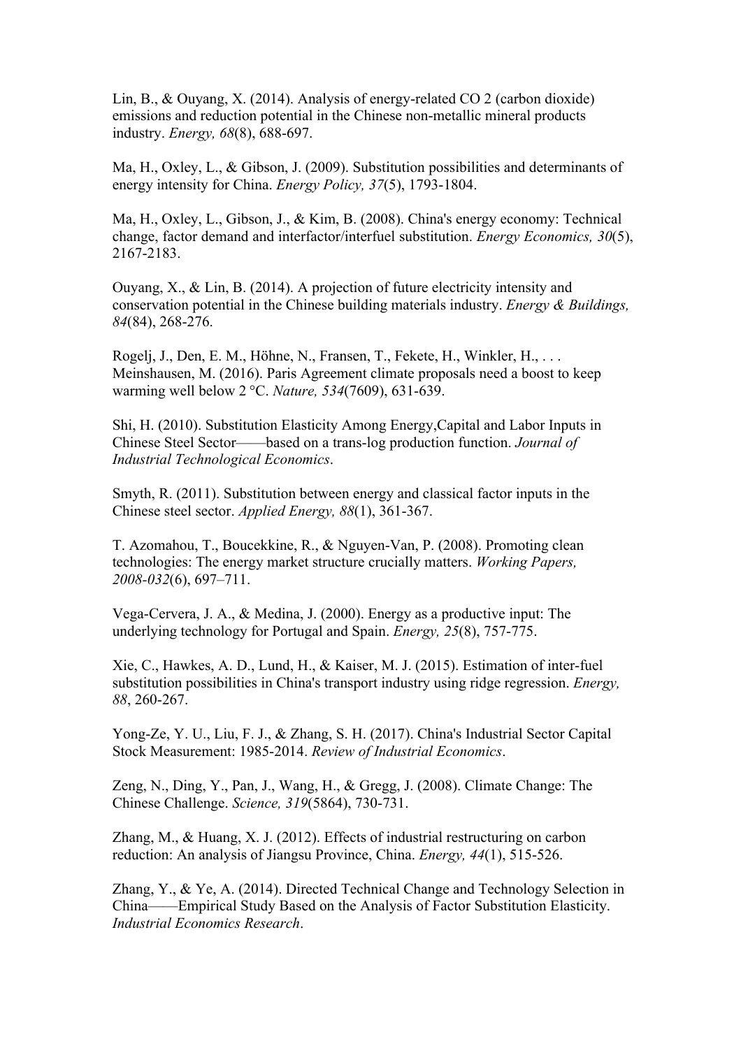Lin, B., & Ouyang, X. (2014). Analysis of energy-related CO 2 (carbon dioxide) emissions and reduction potential in the Chinese non-metallic mineral products industry. *Energy, 68*(8), 688-697.

Ma, H., Oxley, L., & Gibson, J. (2009). Substitution possibilities and determinants of energy intensity for China. *Energy Policy, 37*(5), 1793-1804.

Ma, H., Oxley, L., Gibson, J., & Kim, B. (2008). China's energy economy: Technical change, factor demand and interfactor/interfuel substitution. *Energy Economics, 30*(5), 2167-2183.

Ouyang, X., & Lin, B. (2014). A projection of future electricity intensity and conservation potential in the Chinese building materials industry. *Energy & Buildings, 84*(84), 268-276.

Rogelj, J., Den, E. M., Höhne, N., Fransen, T., Fekete, H., Winkler, H., . . . Meinshausen, M. (2016). Paris Agreement climate proposals need a boost to keep warming well below 2 °C. *Nature, 534*(7609), 631-639.

Shi, H. (2010). Substitution Elasticity Among Energy,Capital and Labor Inputs in Chinese Steel Sector——based on a trans-log production function. *Journal of Industrial Technological Economics*.

Smyth, R. (2011). Substitution between energy and classical factor inputs in the Chinese steel sector. *Applied Energy, 88*(1), 361-367.

T. Azomahou, T., Boucekkine, R., & Nguyen-Van, P. (2008). Promoting clean technologies: The energy market structure crucially matters. *Working Papers, 2008-032*(6), 697–711.

Vega-Cervera, J. A., & Medina, J. (2000). Energy as a productive input: The underlying technology for Portugal and Spain. *Energy, 25*(8), 757-775.

Xie, C., Hawkes, A. D., Lund, H., & Kaiser, M. J. (2015). Estimation of inter-fuel substitution possibilities in China's transport industry using ridge regression. *Energy, 88*, 260-267.

Yong-Ze, Y. U., Liu, F. J., & Zhang, S. H. (2017). China's Industrial Sector Capital Stock Measurement: 1985-2014. *Review of Industrial Economics*.

Zeng, N., Ding, Y., Pan, J., Wang, H., & Gregg, J. (2008). Climate Change: The Chinese Challenge. *Science, 319*(5864), 730-731.

Zhang, M., & Huang, X. J. (2012). Effects of industrial restructuring on carbon reduction: An analysis of Jiangsu Province, China. *Energy, 44*(1), 515-526.

Zhang, Y., & Ye, A. (2014). Directed Technical Change and Technology Selection in China——Empirical Study Based on the Analysis of Factor Substitution Elasticity. *Industrial Economics Research*.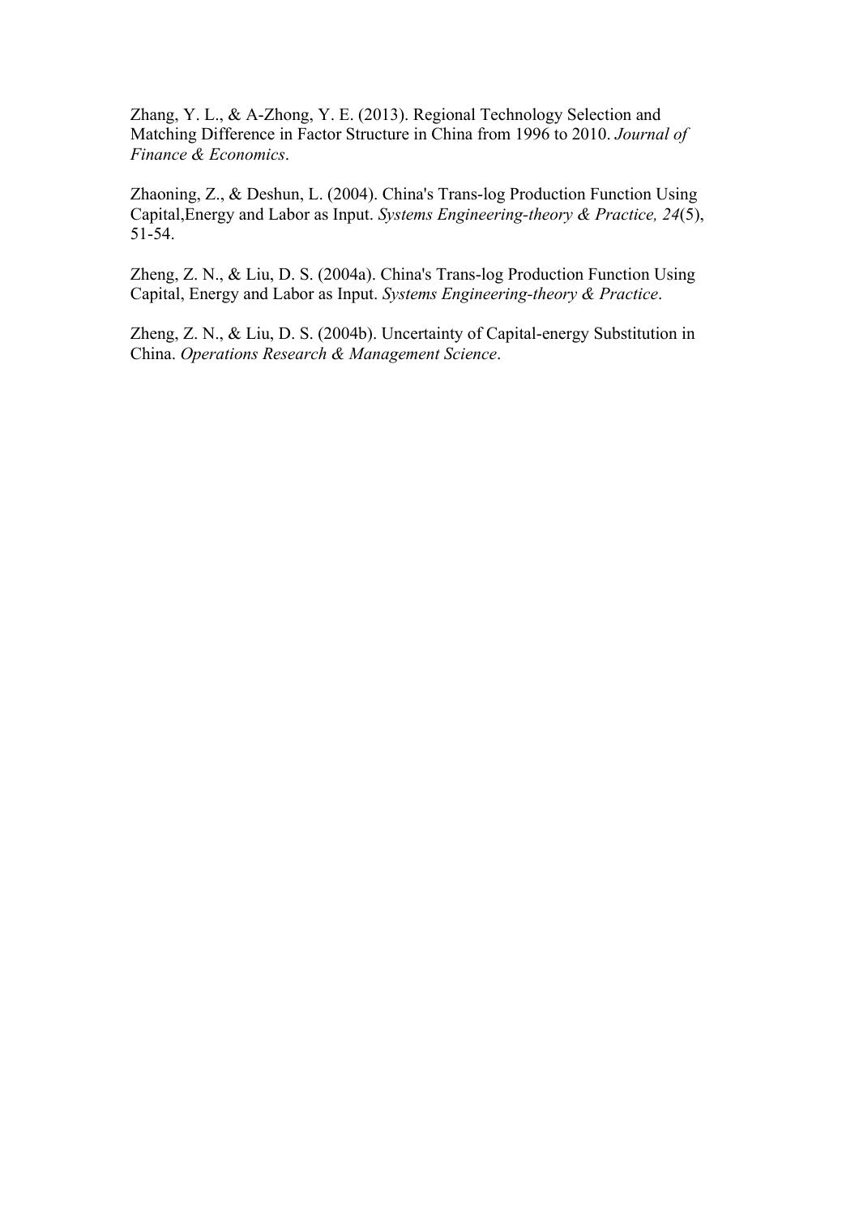Zhang, Y. L., & A-Zhong, Y. E. (2013). Regional Technology Selection and Matching Difference in Factor Structure in China from 1996 to 2010. *Journal of Finance & Economics*.

Zhaoning, Z., & Deshun, L. (2004). China's Trans-log Production Function Using Capital,Energy and Labor as Input. *Systems Engineering-theory & Practice, 24*(5), 51-54.

Zheng, Z. N., & Liu, D. S. (2004a). China's Trans-log Production Function Using Capital, Energy and Labor as Input. *Systems Engineering-theory & Practice*.

Zheng, Z. N., & Liu, D. S. (2004b). Uncertainty of Capital-energy Substitution in China. *Operations Research & Management Science*.